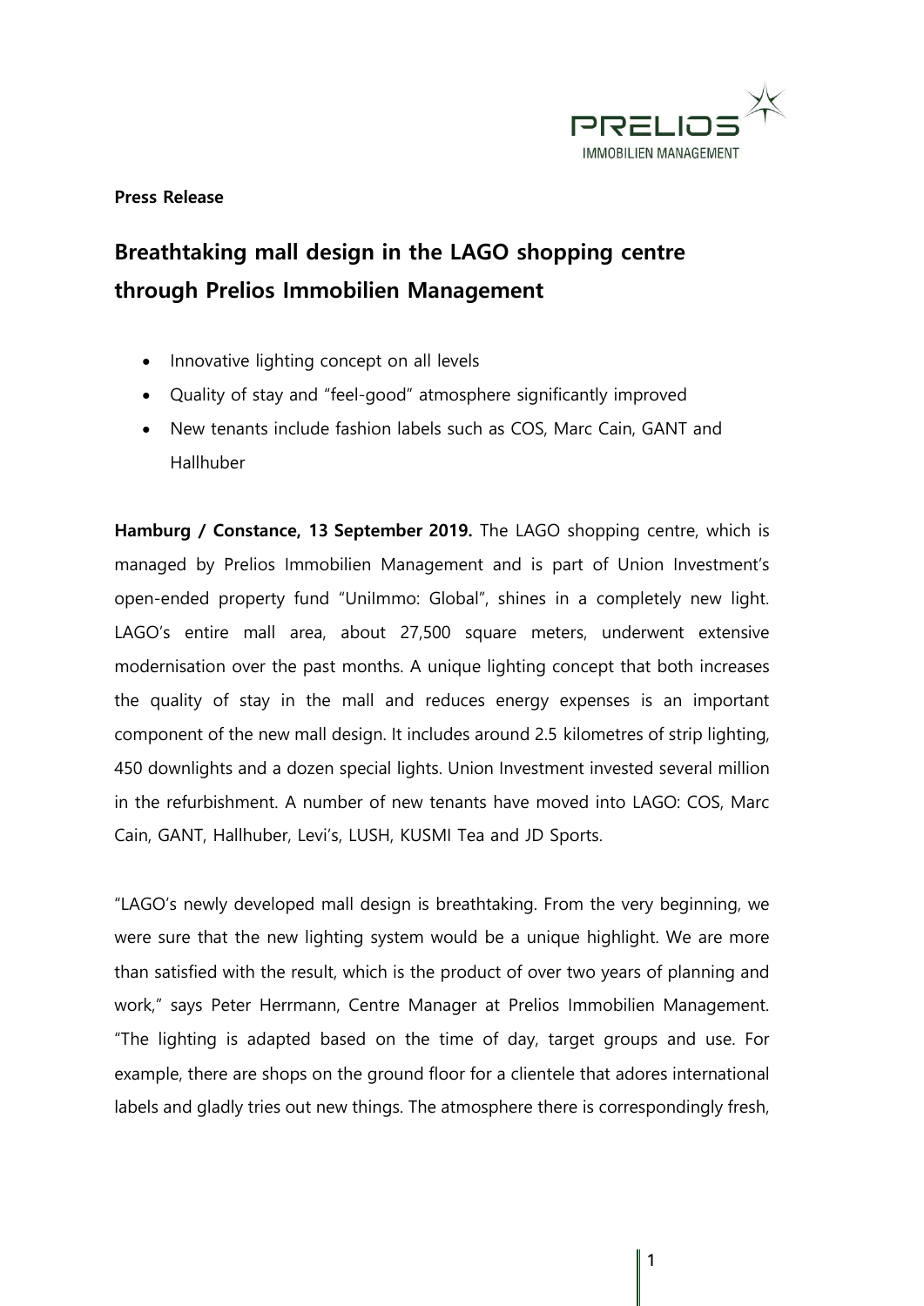**Press Release**

# Breathtaking mall design in the LAGO shopping centre through Prelios Immobilien Management

- Innovative lighting concept on all levels
- Quality of stay and "feel-good" atmosphere significantly improved
- New tenants include fashion labels such as COS, Marc Cain, GANT and Hallhuber

**Hamburg / Constance, 13 September 2019.** The LAGO shopping centre, which is managed by Prelios Immobilien Management and is part of Union Investment's open-ended property fund "UniImmo: Global", shines in a completely new light. LAGO's entire mall area, about 27,500 square meters, underwent extensive modernisation over the past months. A unique lighting concept that both increases the quality of stay in the mall and reduces energy expenses is an important component of the new mall design. It includes around 2.5 kilometres of strip lighting, 450 downlights and a dozen special lights. Union Investment invested several million in the refurbishment. A number of new tenants have moved into LAGO: COS, Marc Cain, GANT, Hallhuber, Levi's, LUSH, KUSMI Tea and JD Sports.

"LAGO's newly developed mall design is breathtaking. From the very beginning, we were sure that the new lighting system would be a unique highlight. We are more than satisfied with the result, which is the product of over two years of planning and work," says Peter Herrmann, Centre Manager at Prelios Immobilien Management. "The lighting is adapted based on the time of day, target groups and use. For example, there are shops on the ground floor for a clientele that adores international labels and gladly tries out new things. The atmosphere there is correspondingly fresh,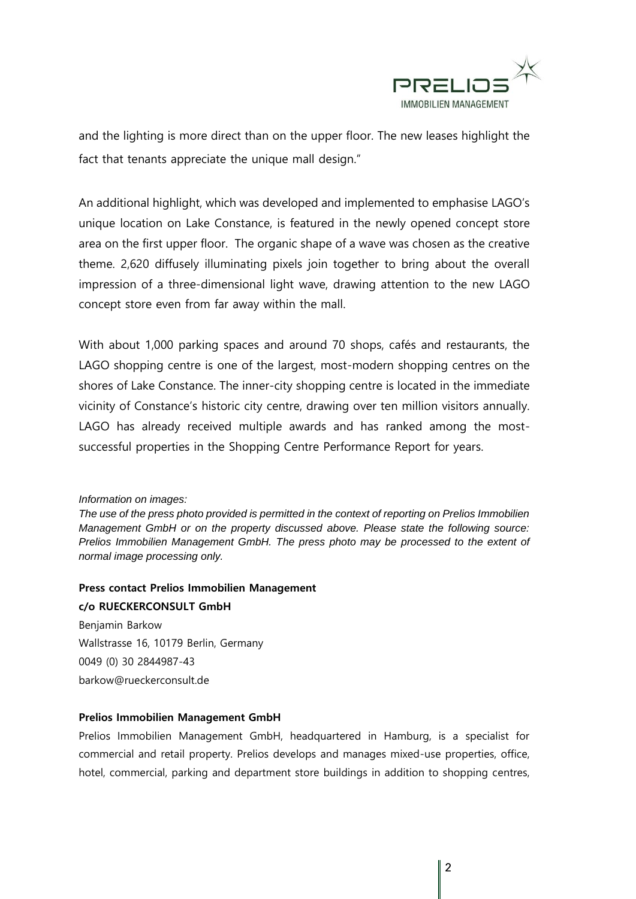and the lighting is more direct than on the upper floor. The new leases highlight the fact that tenants appreciate the unique mall design."

An additional highlight, which was developed and implemented to emphasise LAGO's unique location on Lake Constance, is featured in the newly opened concept store area on the first upper floor. The organic shape of a wave was chosen as the creative theme. 2,620 diffusely illuminating pixels join together to bring about the overall impression of a three-dimensional light wave, drawing attention to the new LAGO concept store even from far away within the mall.

With about 1,000 parking spaces and around 70 shops, cafés and restaurants, the LAGO shopping centre is one of the largest, most-modern shopping centres on the shores of Lake Constance. The inner-city shopping centre is located in the immediate vicinity of Constance's historic city centre, drawing over ten million visitors annually. LAGO has already received multiple awards and has ranked among the most-successful properties in the Shopping Centre Performance Report for years.

*Information on images:*
*The use of the press photo provided is permitted in the context of reporting on Prelios Immobilien Management GmbH or on the property discussed above. Please state the following source: Prelios Immobilien Management GmbH. The press photo may be processed to the extent of normal image processing only.*

**Press contact Prelios Immobilien Management**
**c/o RUECKERCONSULT GmbH**
Benjamin Barkow
Wallstrasse 16, 10179 Berlin, Germany
0049 (0) 30 2844987-43
barkow@rueckerconsult.de

**Prelios Immobilien Management GmbH**
Prelios Immobilien Management GmbH, headquartered in Hamburg, is a specialist for commercial and retail property. Prelios develops and manages mixed-use properties, office, hotel, commercial, parking and department store buildings in addition to shopping centres,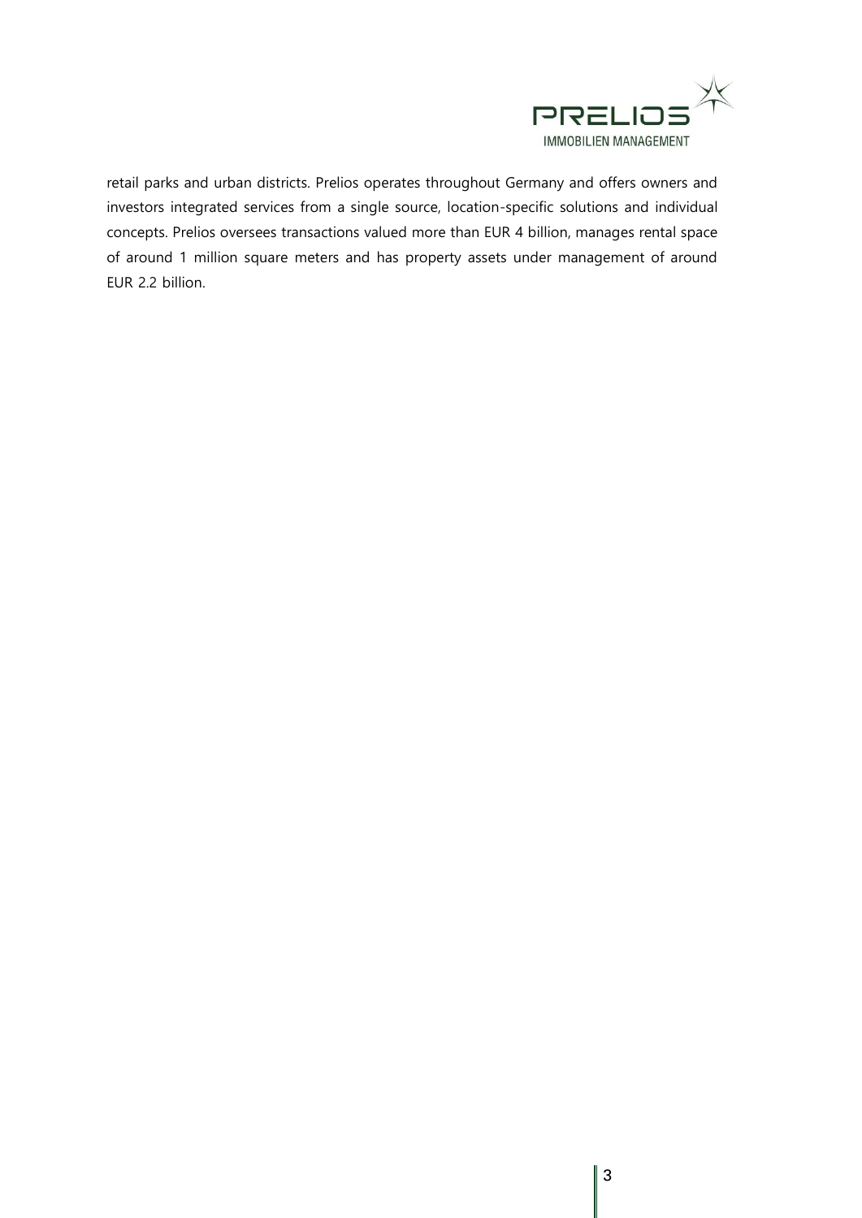retail parks and urban districts. Prelios operates throughout Germany and offers owners and investors integrated services from a single source, location-specific solutions and individual concepts. Prelios oversees transactions valued more than EUR 4 billion, manages rental space of around 1 million square meters and has property assets under management of around EUR 2.2 billion.